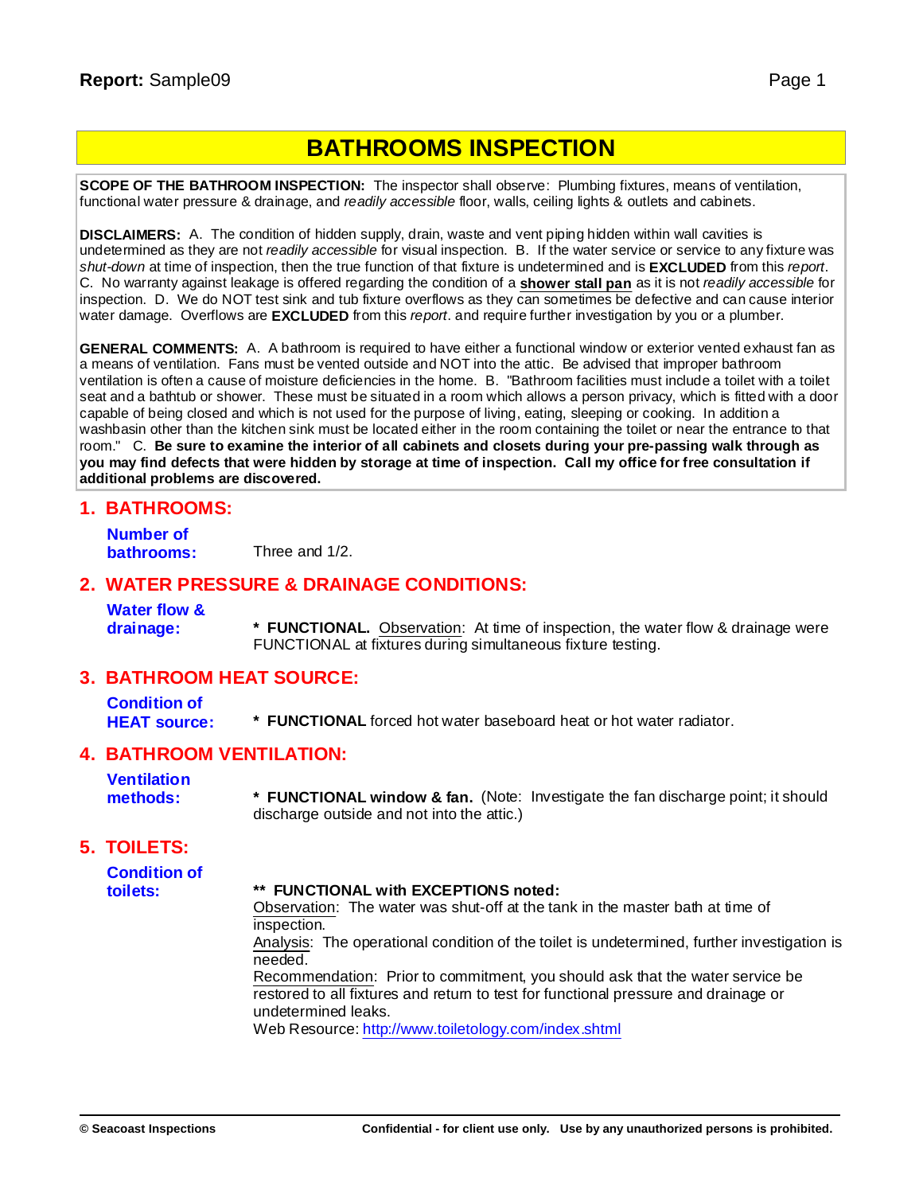# BATHROOMS INSPECTION

**SCOPE OF THE BATHROOM INSPECTION:** The inspector shall observe: Plumbing fixtures, means of ventilation, functional water pressure & drainage, and *readily accessible* floor, walls, ceiling lights & outlets and cabinets.

**DISCLAIMERS:** A. The condition of hidden supply, drain, waste and vent piping hidden within wall cavities is undetermined as they are not *readily accessible* for visual inspection. B. If the water service or service to any fixture was *shut-down* at time of inspection, then the true function of that fixture is undetermined and is **EXCLUDED** from this *report*. C. No warranty against leakage is offered regarding the condition of a **shower stall pan** as it is not *readily accessible* for inspection. D. We do NOT test sink and tub fixture overflows as they can sometimes be defective and can cause interior water damage. Overflows are **EXCLUDED** from this *report*. and require further investigation by you or a plumber.

**GENERAL COMMENTS:** A. A bathroom is required to have either a functional window or exterior vented exhaust fan as a means of ventilation. Fans must be vented outside and NOT into the attic. Be advised that improper bathroom ventilation is often a cause of moisture deficiencies in the home. B. "Bathroom facilities must include a toilet with a toilet seat and a bathtub or shower. These must be situated in a room which allows a person privacy, which is fitted with a door capable of being closed and which is not used for the purpose of living, eating, sleeping or cooking. In addition a washbasin other than the kitchen sink must be located either in the room containing the toilet or near the entrance to that room." C. **Be sure to examine the interior of all cabinets and closets during your pre-passing walk through as you may find defects that were hidden by storage at time of inspection. Call my office for free consultation if additional problems are discovered.**

## 1. BATHROOMS:

**Number of bathrooms:** Three and 1/2.

## 2. WATER PRESSURE & DRAINAGE CONDITIONS:

**Water flow & drainage:** * **FUNCTIONAL.** Observation: At time of inspection, the water flow & drainage were FUNCTIONAL at fixtures during simultaneous fixture testing.

## 3. BATHROOM HEAT SOURCE:

**Condition of HEAT source:** * **FUNCTIONAL** forced hot water baseboard heat or hot water radiator.

## 4. BATHROOM VENTILATION:

**Ventilation methods:** * **FUNCTIONAL window & fan.** (Note: Investigate the fan discharge point; it should discharge outside and not into the attic.)

## 5. TOILETS:

**Condition of toilets:** ** **FUNCTIONAL with EXCEPTIONS noted:**

Observation: The water was shut-off at the tank in the master bath at time of inspection.

Analysis: The operational condition of the toilet is undetermined, further investigation is needed.

Recommendation: Prior to commitment, you should ask that the water service be restored to all fixtures and return to test for functional pressure and drainage or undetermined leaks.

Web Resource: http://www.toiletology.com/index.shtml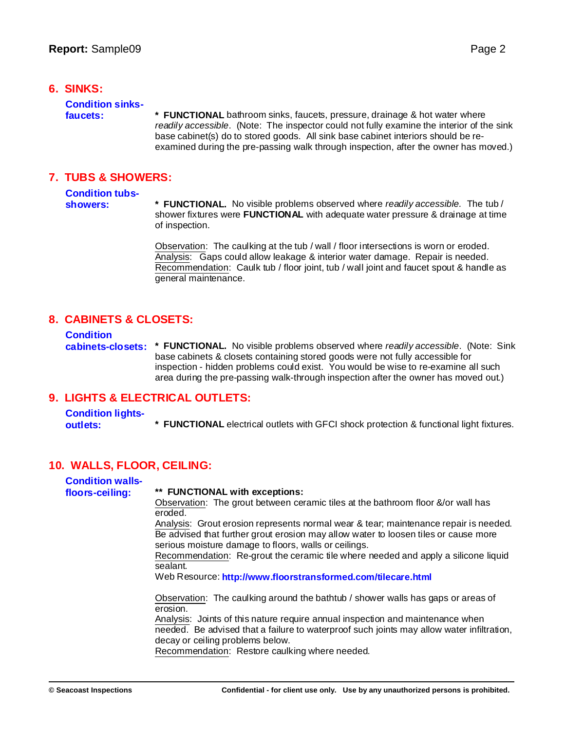## 6. SINKS:

**Condition sinks-faucets:**

\* **FUNCTIONAL** bathroom sinks, faucets, pressure, drainage & hot water where *readily accessible*. (Note: The inspector could not fully examine the interior of the sink base cabinet(s) do to stored goods. All sink base cabinet interiors should be re-examined during the pre-passing walk through inspection, after the owner has moved.)

## 7. TUBS & SHOWERS:

**Condition tubs-showers:**

\* **FUNCTIONAL.** No visible problems observed where *readily accessible.* The tub / shower fixtures were **FUNCTIONAL** with adequate water pressure & drainage at time of inspection.

Observation: The caulking at the tub / wall / floor intersections is worn or eroded.
Analysis: Gaps could allow leakage & interior water damage. Repair is needed.
Recommendation: Caulk tub / floor joint, tub / wall joint and faucet spout & handle as general maintenance.

## 8. CABINETS & CLOSETS:

**Condition cabinets-closets:**

\* **FUNCTIONAL.** No visible problems observed where *readily accessible*. (Note: Sink base cabinets & closets containing stored goods were not fully accessible for inspection - hidden problems could exist. You would be wise to re-examine all such area during the pre-passing walk-through inspection after the owner has moved out.)

## 9. LIGHTS & ELECTRICAL OUTLETS:

**Condition lights-outlets:**

\* **FUNCTIONAL** electrical outlets with GFCI shock protection & functional light fixtures.

## 10. WALLS, FLOOR, CEILING:

**Condition walls-floors-ceiling:**

\*\* **FUNCTIONAL with exceptions:**
Observation: The grout between ceramic tiles at the bathroom floor &/or wall has eroded.
Analysis: Grout erosion represents normal wear & tear; maintenance repair is needed. Be advised that further grout erosion may allow water to loosen tiles or cause more serious moisture damage to floors, walls or ceilings.
Recommendation: Re-grout the ceramic tile where needed and apply a silicone liquid sealant.
Web Resource: **http://www.floorstransformed.com/tilecare.html**

Observation: The caulking around the bathtub / shower walls has gaps or areas of erosion.
Analysis: Joints of this nature require annual inspection and maintenance when needed. Be advised that a failure to waterproof such joints may allow water infiltration, decay or ceiling problems below.
Recommendation: Restore caulking where needed.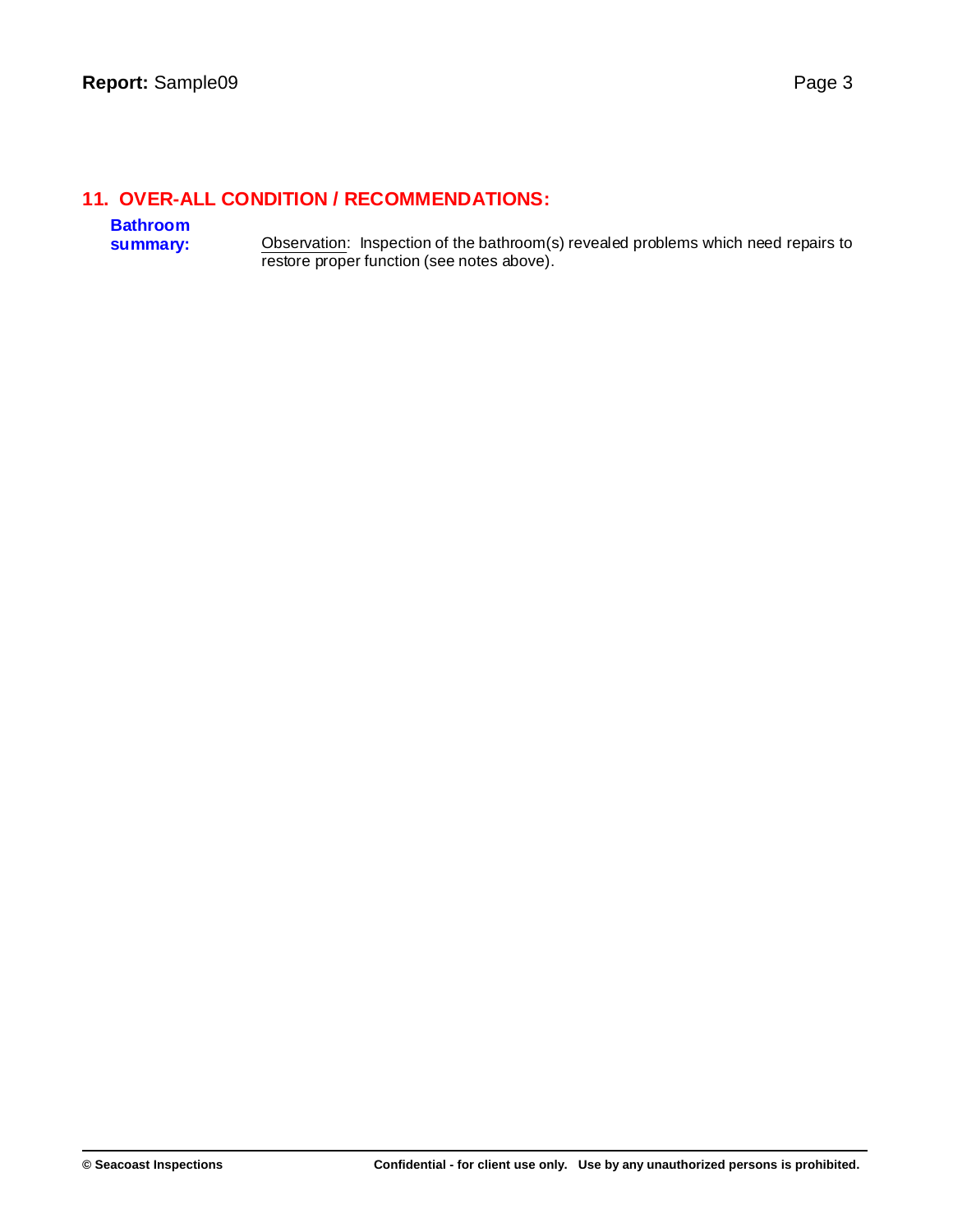## 11. OVER-ALL CONDITION / RECOMMENDATIONS:

**Bathroom summary:**

Observation: Inspection of the bathroom(s) revealed problems which need repairs to restore proper function (see notes above).